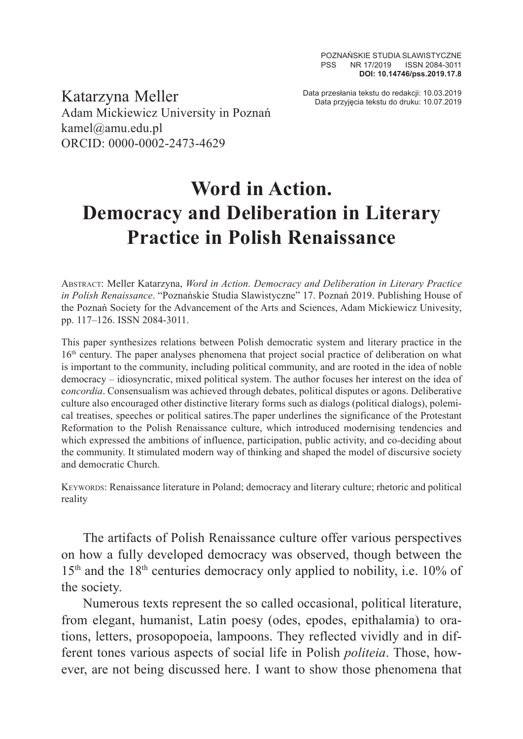POZNAŃSKIE STUDIA SLAWISTYCZNE
PSS NR 17/2019 ISSN 2084-3011
**DOI: 10.14746/pss.2019.17.8**

Data przesłania tekstu do redakcji: 10.03.2019
Data przyjęcia tekstu do druku: 10.07.2019

Katarzyna Meller
Adam Mickiewicz University in Poznań
kamel@amu.edu.pl
ORCID: 0000-0002-2473-4629

# Word in Action. Democracy and Deliberation in Literary Practice in Polish Renaissance

Abstract: Meller Katarzyna, *Word in Action. Democracy and Deliberation in Literary Practice in Polish Renaissance*. "Poznańskie Studia Slawistyczne" 17. Poznań 2019. Publishing House of the Poznań Society for the Advancement of the Arts and Sciences, Adam Mickiewicz Univesity, pp. 117–126. ISSN 2084-3011.

This paper synthesizes relations between Polish democratic system and literary practice in the 16th century. The paper analyses phenomena that project social practice of deliberation on what is important to the community, including political community, and are rooted in the idea of noble democracy – idiosyncratic, mixed political system. The author focuses her interest on the idea of c*oncordia*. Consensualism was achieved through debates, political disputes or agons. Deliberative culture also encouraged other distinctive literary forms such as dialogs (political dialogs), polemical treatises, speeches or political satires.The paper underlines the significance of the Protestant Reformation to the Polish Renaissance culture, which introduced modernising tendencies and which expressed the ambitions of influence, participation, public activity, and co-deciding about the community. It stimulated modern way of thinking and shaped the model of discursive society and democratic Church.

Keywords: Renaissance literature in Poland; democracy and literary culture; rhetoric and political reality

The artifacts of Polish Renaissance culture offer various perspectives on how a fully developed democracy was observed, though between the 15th and the 18th centuries democracy only applied to nobility, i.e. 10% of the society.

Numerous texts represent the so called occasional, political literature, from elegant, humanist, Latin poesy (odes, epodes, epithalamia) to orations, letters, prosopopoeia, lampoons. They reflected vividly and in different tones various aspects of social life in Polish *politeia*. Those, however, are not being discussed here. I want to show those phenomena that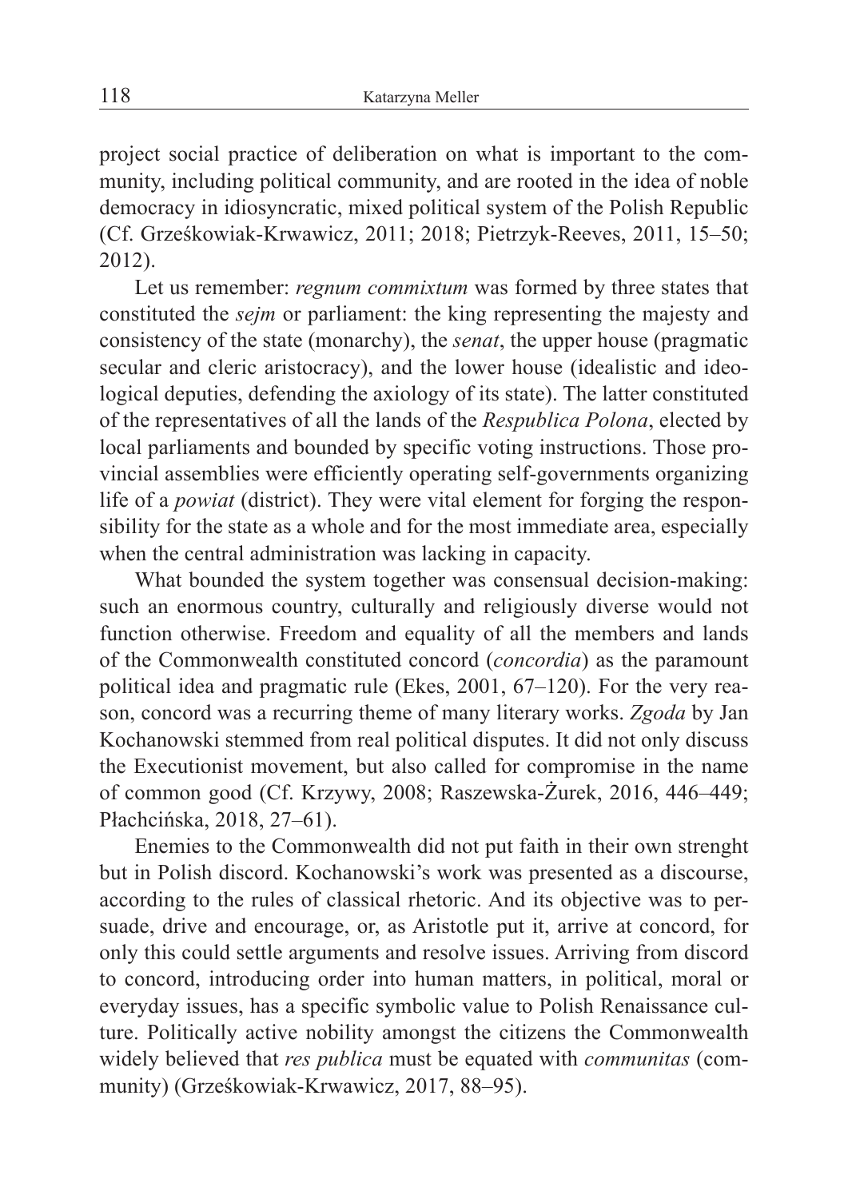project social practice of deliberation on what is important to the community, including political community, and are rooted in the idea of noble democracy in idiosyncratic, mixed political system of the Polish Republic (Cf. Grześkowiak-Krwawicz, 2011; 2018; Pietrzyk-Reeves, 2011, 15–50; 2012).

Let us remember: *regnum commixtum* was formed by three states that constituted the *sejm* or parliament: the king representing the majesty and consistency of the state (monarchy), the *senat*, the upper house (pragmatic secular and cleric aristocracy), and the lower house (idealistic and ideological deputies, defending the axiology of its state). The latter constituted of the representatives of all the lands of the *Respublica Polona*, elected by local parliaments and bounded by specific voting instructions. Those provincial assemblies were efficiently operating self-governments organizing life of a *powiat* (district). They were vital element for forging the responsibility for the state as a whole and for the most immediate area, especially when the central administration was lacking in capacity.

What bounded the system together was consensual decision-making: such an enormous country, culturally and religiously diverse would not function otherwise. Freedom and equality of all the members and lands of the Commonwealth constituted concord (*concordia*) as the paramount political idea and pragmatic rule (Ekes, 2001, 67–120). For the very reason, concord was a recurring theme of many literary works. *Zgoda* by Jan Kochanowski stemmed from real political disputes. It did not only discuss the Executionist movement, but also called for compromise in the name of common good (Cf. Krzywy, 2008; Raszewska-Żurek, 2016, 446–449; Płachcińska, 2018, 27–61).

Enemies to the Commonwealth did not put faith in their own strenght but in Polish discord. Kochanowski's work was presented as a discourse, according to the rules of classical rhetoric. And its objective was to persuade, drive and encourage, or, as Aristotle put it, arrive at concord, for only this could settle arguments and resolve issues. Arriving from discord to concord, introducing order into human matters, in political, moral or everyday issues, has a specific symbolic value to Polish Renaissance culture. Politically active nobility amongst the citizens the Commonwealth widely believed that *res publica* must be equated with *communitas* (community) (Grześkowiak-Krwawicz, 2017, 88–95).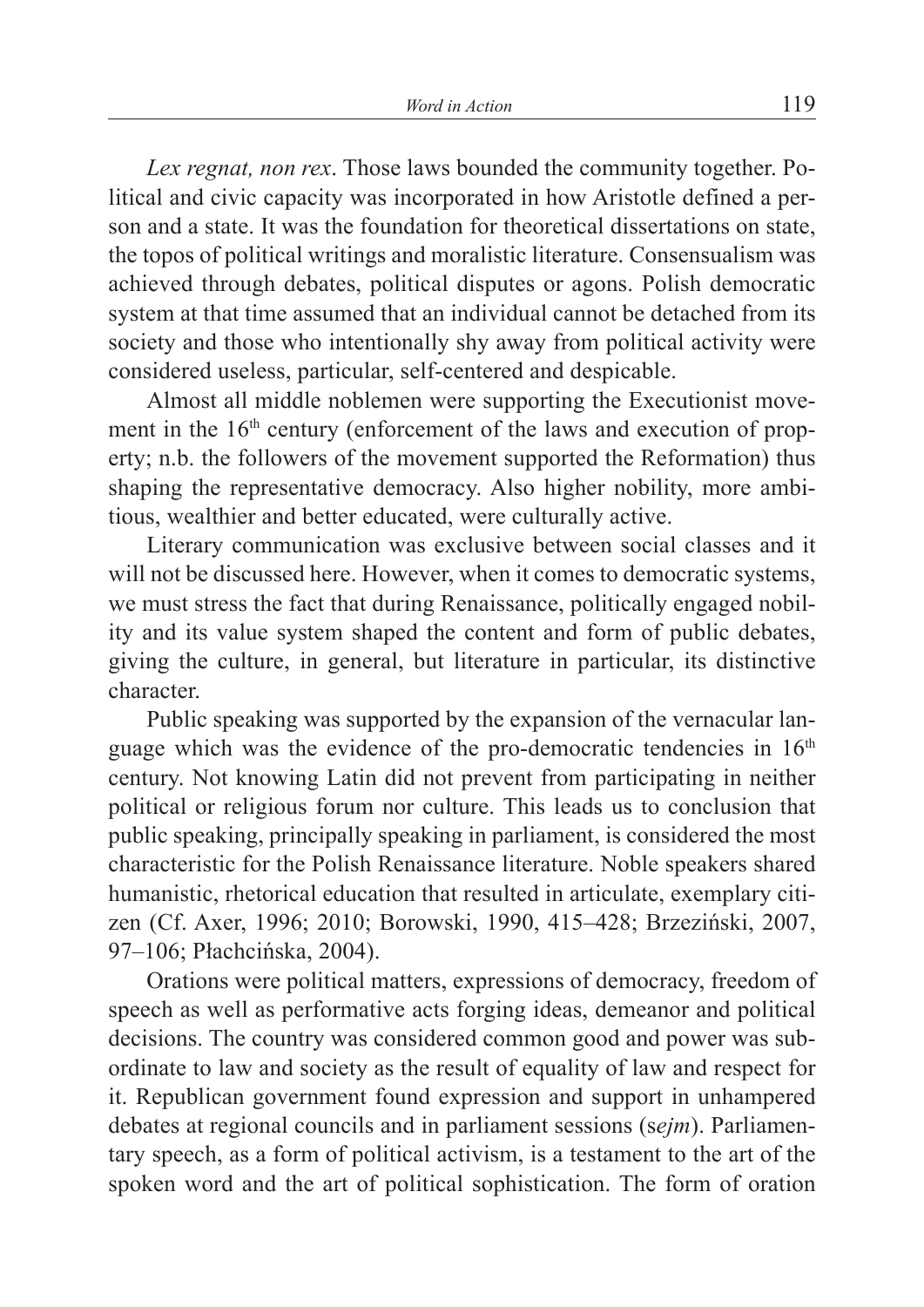*Lex regnat, non rex*. Those laws bounded the community together. Political and civic capacity was incorporated in how Aristotle defined a person and a state. It was the foundation for theoretical dissertations on state, the topos of political writings and moralistic literature. Consensualism was achieved through debates, political disputes or agons. Polish democratic system at that time assumed that an individual cannot be detached from its society and those who intentionally shy away from political activity were considered useless, particular, self-centered and despicable.

Almost all middle noblemen were supporting the Executionist movement in the 16th century (enforcement of the laws and execution of property; n.b. the followers of the movement supported the Reformation) thus shaping the representative democracy. Also higher nobility, more ambitious, wealthier and better educated, were culturally active.

Literary communication was exclusive between social classes and it will not be discussed here. However, when it comes to democratic systems, we must stress the fact that during Renaissance, politically engaged nobility and its value system shaped the content and form of public debates, giving the culture, in general, but literature in particular, its distinctive character.

Public speaking was supported by the expansion of the vernacular language which was the evidence of the pro-democratic tendencies in 16th century. Not knowing Latin did not prevent from participating in neither political or religious forum nor culture. This leads us to conclusion that public speaking, principally speaking in parliament, is considered the most characteristic for the Polish Renaissance literature. Noble speakers shared humanistic, rhetorical education that resulted in articulate, exemplary citizen (Cf. Axer, 1996; 2010; Borowski, 1990, 415–428; Brzeziński, 2007, 97–106; Płachcińska, 2004).

Orations were political matters, expressions of democracy, freedom of speech as well as performative acts forging ideas, demeanor and political decisions. The country was considered common good and power was subordinate to law and society as the result of equality of law and respect for it. Republican government found expression and support in unhampered debates at regional councils and in parliament sessions (s*ejm*). Parliamentary speech, as a form of political activism, is a testament to the art of the spoken word and the art of political sophistication. The form of oration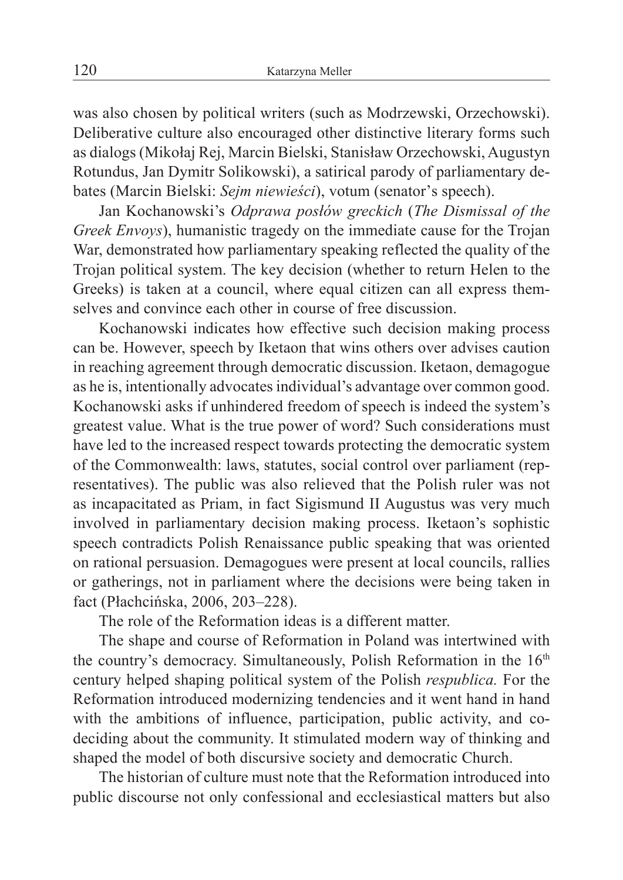was also chosen by political writers (such as Modrzewski, Orzechowski). Deliberative culture also encouraged other distinctive literary forms such as dialogs (Mikołaj Rej, Marcin Bielski, Stanisław Orzechowski, Augustyn Rotundus, Jan Dymitr Solikowski), a satirical parody of parliamentary debates (Marcin Bielski: *Sejm niewieści*), votum (senator's speech).

Jan Kochanowski's *Odprawa posłów greckich* (*The Dismissal of the Greek Envoys*), humanistic tragedy on the immediate cause for the Trojan War, demonstrated how parliamentary speaking reflected the quality of the Trojan political system. The key decision (whether to return Helen to the Greeks) is taken at a council, where equal citizen can all express themselves and convince each other in course of free discussion.

Kochanowski indicates how effective such decision making process can be. However, speech by Iketaon that wins others over advises caution in reaching agreement through democratic discussion. Iketaon, demagogue as he is, intentionally advocates individual's advantage over common good. Kochanowski asks if unhindered freedom of speech is indeed the system's greatest value. What is the true power of word? Such considerations must have led to the increased respect towards protecting the democratic system of the Commonwealth: laws, statutes, social control over parliament (representatives). The public was also relieved that the Polish ruler was not as incapacitated as Priam, in fact Sigismund II Augustus was very much involved in parliamentary decision making process. Iketaon's sophistic speech contradicts Polish Renaissance public speaking that was oriented on rational persuasion. Demagogues were present at local councils, rallies or gatherings, not in parliament where the decisions were being taken in fact (Płachcińska, 2006, 203–228).

The role of the Reformation ideas is a different matter.

The shape and course of Reformation in Poland was intertwined with the country's democracy. Simultaneously, Polish Reformation in the 16th century helped shaping political system of the Polish *respublica.* For the Reformation introduced modernizing tendencies and it went hand in hand with the ambitions of influence, participation, public activity, and co-deciding about the community. It stimulated modern way of thinking and shaped the model of both discursive society and democratic Church.

The historian of culture must note that the Reformation introduced into public discourse not only confessional and ecclesiastical matters but also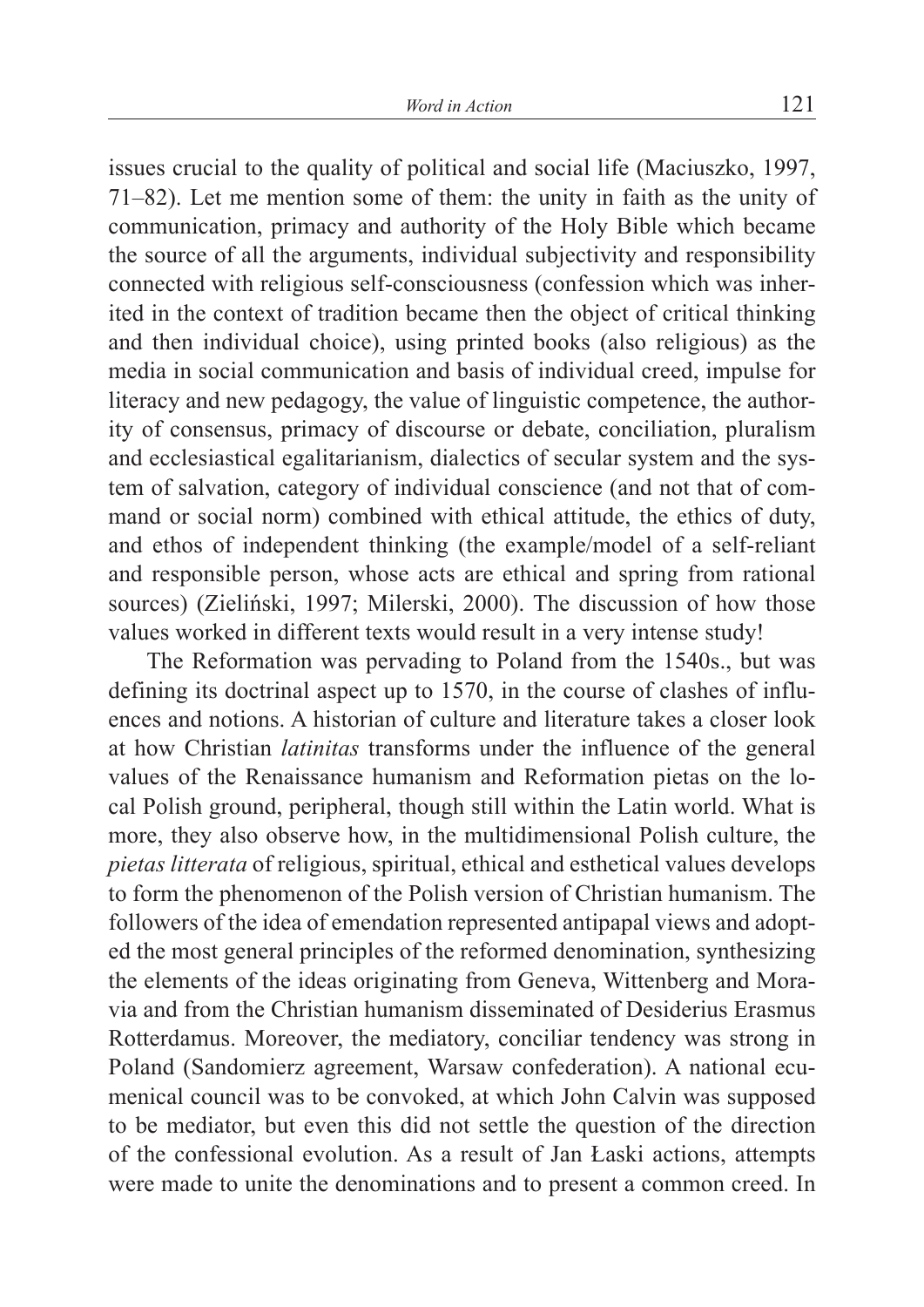issues crucial to the quality of political and social life (Maciuszko, 1997, 71–82). Let me mention some of them: the unity in faith as the unity of communication, primacy and authority of the Holy Bible which became the source of all the arguments, individual subjectivity and responsibility connected with religious self-consciousness (confession which was inherited in the context of tradition became then the object of critical thinking and then individual choice), using printed books (also religious) as the media in social communication and basis of individual creed, impulse for literacy and new pedagogy, the value of linguistic competence, the authority of consensus, primacy of discourse or debate, conciliation, pluralism and ecclesiastical egalitarianism, dialectics of secular system and the system of salvation, category of individual conscience (and not that of command or social norm) combined with ethical attitude, the ethics of duty, and ethos of independent thinking (the example/model of a self-reliant and responsible person, whose acts are ethical and spring from rational sources) (Zieliński, 1997; Milerski, 2000). The discussion of how those values worked in different texts would result in a very intense study!

The Reformation was pervading to Poland from the 1540s., but was defining its doctrinal aspect up to 1570, in the course of clashes of influences and notions. A historian of culture and literature takes a closer look at how Christian *latinitas* transforms under the influence of the general values of the Renaissance humanism and Reformation pietas on the local Polish ground, peripheral, though still within the Latin world. What is more, they also observe how, in the multidimensional Polish culture, the *pietas litterata* of religious, spiritual, ethical and esthetical values develops to form the phenomenon of the Polish version of Christian humanism. The followers of the idea of emendation represented antipapal views and adopted the most general principles of the reformed denomination, synthesizing the elements of the ideas originating from Geneva, Wittenberg and Moravia and from the Christian humanism disseminated of Desiderius Erasmus Rotterdamus. Moreover, the mediatory, conciliar tendency was strong in Poland (Sandomierz agreement, Warsaw confederation). A national ecumenical council was to be convoked, at which John Calvin was supposed to be mediator, but even this did not settle the question of the direction of the confessional evolution. As a result of Jan Łaski actions, attempts were made to unite the denominations and to present a common creed. In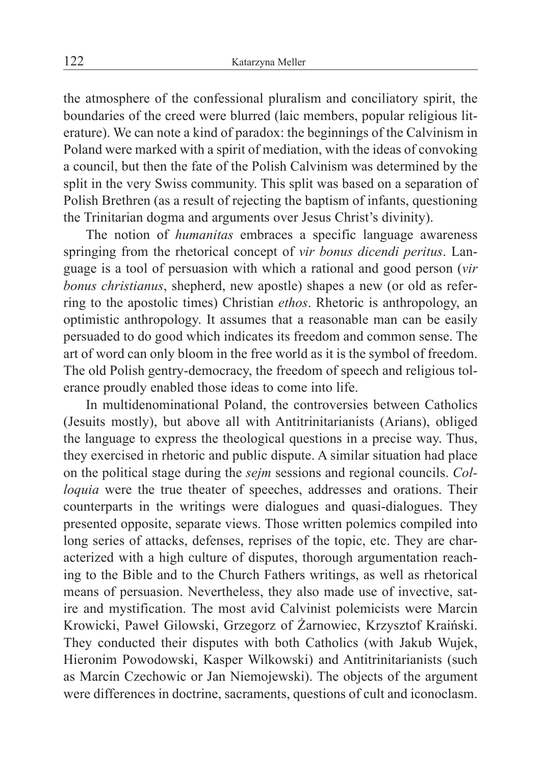the atmosphere of the confessional pluralism and conciliatory spirit, the boundaries of the creed were blurred (laic members, popular religious literature). We can note a kind of paradox: the beginnings of the Calvinism in Poland were marked with a spirit of mediation, with the ideas of convoking a council, but then the fate of the Polish Calvinism was determined by the split in the very Swiss community. This split was based on a separation of Polish Brethren (as a result of rejecting the baptism of infants, questioning the Trinitarian dogma and arguments over Jesus Christ's divinity).

The notion of *humanitas* embraces a specific language awareness springing from the rhetorical concept of *vir bonus dicendi peritus*. Language is a tool of persuasion with which a rational and good person (*vir bonus christianus*, shepherd, new apostle) shapes a new (or old as referring to the apostolic times) Christian *ethos*. Rhetoric is anthropology, an optimistic anthropology. It assumes that a reasonable man can be easily persuaded to do good which indicates its freedom and common sense. The art of word can only bloom in the free world as it is the symbol of freedom. The old Polish gentry-democracy, the freedom of speech and religious tolerance proudly enabled those ideas to come into life.

In multidenominational Poland, the controversies between Catholics (Jesuits mostly), but above all with Antitrinitarianists (Arians), obliged the language to express the theological questions in a precise way. Thus, they exercised in rhetoric and public dispute. A similar situation had place on the political stage during the *sejm* sessions and regional councils. *Colloquia* were the true theater of speeches, addresses and orations. Their counterparts in the writings were dialogues and quasi-dialogues. They presented opposite, separate views. Those written polemics compiled into long series of attacks, defenses, reprises of the topic, etc. They are characterized with a high culture of disputes, thorough argumentation reaching to the Bible and to the Church Fathers writings, as well as rhetorical means of persuasion. Nevertheless, they also made use of invective, satire and mystification. The most avid Calvinist polemicists were Marcin Krowicki, Paweł Gilowski, Grzegorz of Żarnowiec, Krzysztof Kraiński. They conducted their disputes with both Catholics (with Jakub Wujek, Hieronim Powodowski, Kasper Wilkowski) and Antitrinitarianists (such as Marcin Czechowic or Jan Niemojewski). The objects of the argument were differences in doctrine, sacraments, questions of cult and iconoclasm.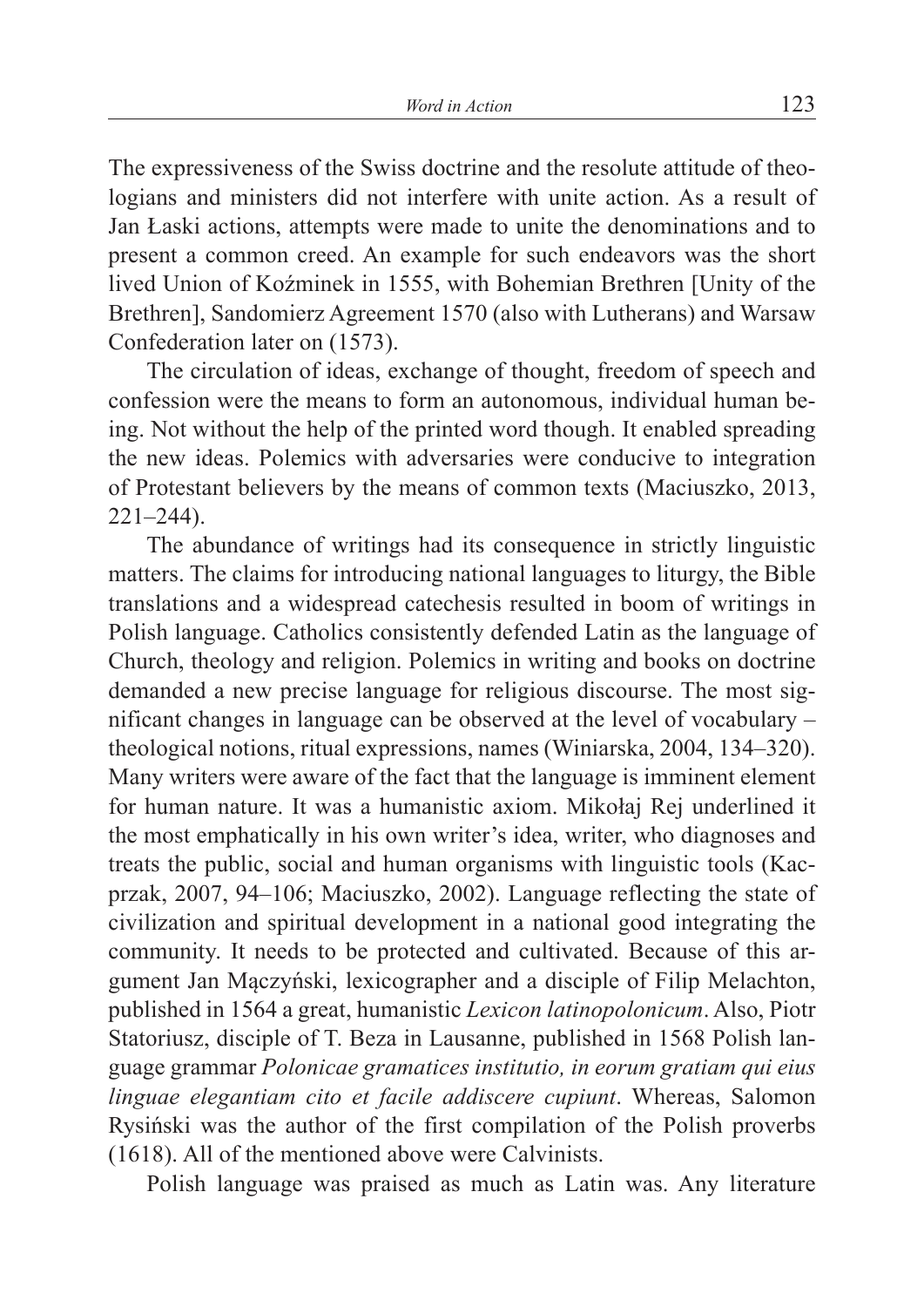The expressiveness of the Swiss doctrine and the resolute attitude of theologians and ministers did not interfere with unite action. As a result of Jan Łaski actions, attempts were made to unite the denominations and to present a common creed. An example for such endeavors was the short lived Union of Koźminek in 1555, with Bohemian Brethren [Unity of the Brethren], Sandomierz Agreement 1570 (also with Lutherans) and Warsaw Confederation later on (1573).

The circulation of ideas, exchange of thought, freedom of speech and confession were the means to form an autonomous, individual human being. Not without the help of the printed word though. It enabled spreading the new ideas. Polemics with adversaries were conducive to integration of Protestant believers by the means of common texts (Maciuszko, 2013, 221–244).

The abundance of writings had its consequence in strictly linguistic matters. The claims for introducing national languages to liturgy, the Bible translations and a widespread catechesis resulted in boom of writings in Polish language. Catholics consistently defended Latin as the language of Church, theology and religion. Polemics in writing and books on doctrine demanded a new precise language for religious discourse. The most significant changes in language can be observed at the level of vocabulary – theological notions, ritual expressions, names (Winiarska, 2004, 134–320). Many writers were aware of the fact that the language is imminent element for human nature. It was a humanistic axiom. Mikołaj Rej underlined it the most emphatically in his own writer's idea, writer, who diagnoses and treats the public, social and human organisms with linguistic tools (Kacprzak, 2007, 94–106; Maciuszko, 2002). Language reflecting the state of civilization and spiritual development in a national good integrating the community. It needs to be protected and cultivated. Because of this argument Jan Mączyński, lexicographer and a disciple of Filip Melachton, published in 1564 a great, humanistic *Lexicon latinopolonicum*. Also, Piotr Statoriusz, disciple of T. Beza in Lausanne, published in 1568 Polish language grammar *Polonicae gramatices institutio, in eorum gratiam qui eius linguae elegantiam cito et facile addiscere cupiunt*. Whereas, Salomon Rysiński was the author of the first compilation of the Polish proverbs (1618). All of the mentioned above were Calvinists.

Polish language was praised as much as Latin was. Any literature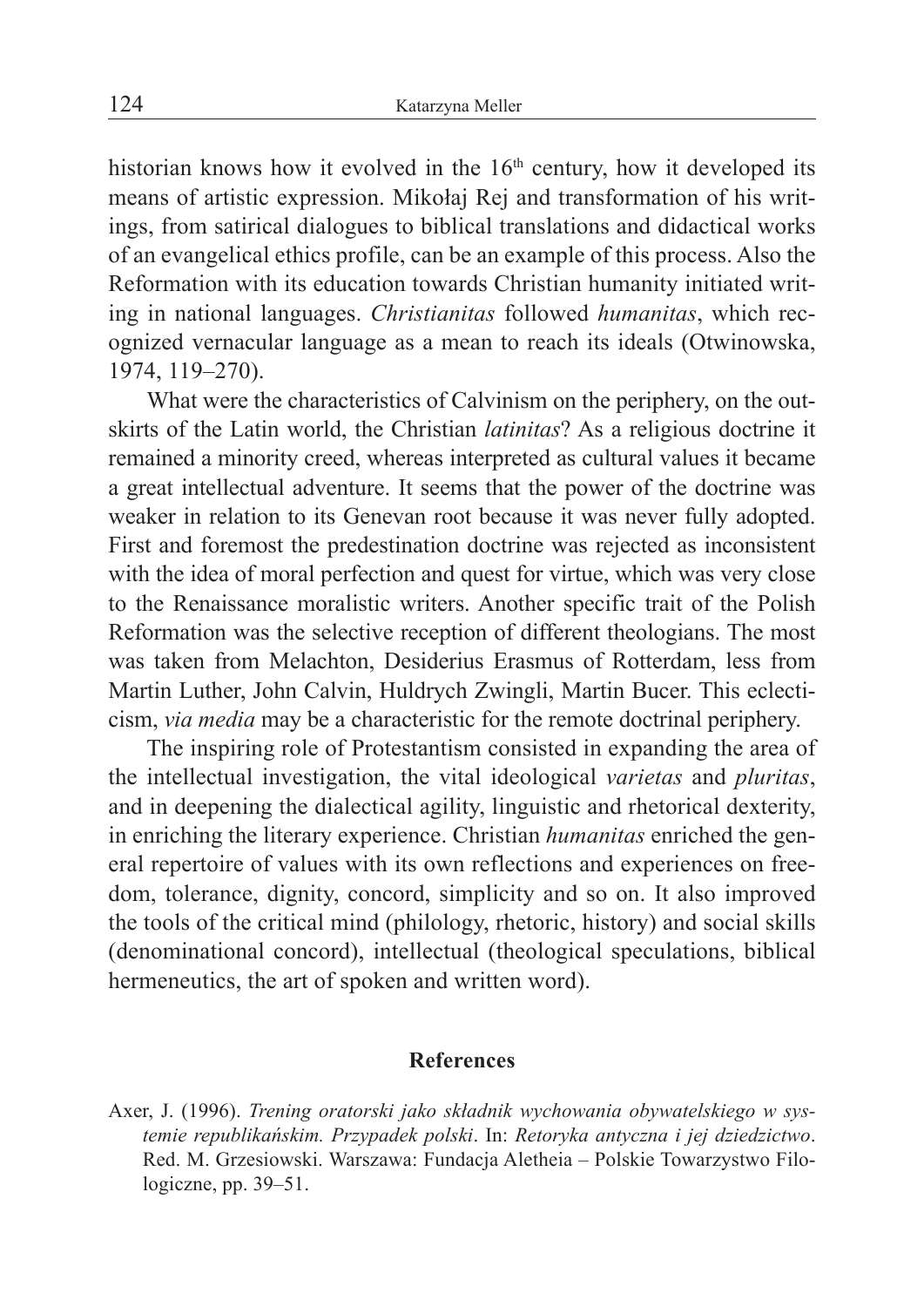historian knows how it evolved in the 16th century, how it developed its means of artistic expression. Mikołaj Rej and transformation of his writings, from satirical dialogues to biblical translations and didactical works of an evangelical ethics profile, can be an example of this process. Also the Reformation with its education towards Christian humanity initiated writing in national languages. *Christianitas* followed *humanitas*, which recognized vernacular language as a mean to reach its ideals (Otwinowska, 1974, 119–270).

What were the characteristics of Calvinism on the periphery, on the outskirts of the Latin world, the Christian *latinitas*? As a religious doctrine it remained a minority creed, whereas interpreted as cultural values it became a great intellectual adventure. It seems that the power of the doctrine was weaker in relation to its Genevan root because it was never fully adopted. First and foremost the predestination doctrine was rejected as inconsistent with the idea of moral perfection and quest for virtue, which was very close to the Renaissance moralistic writers. Another specific trait of the Polish Reformation was the selective reception of different theologians. The most was taken from Melachton, Desiderius Erasmus of Rotterdam, less from Martin Luther, John Calvin, Huldrych Zwingli, Martin Bucer. This eclecticism, *via media* may be a characteristic for the remote doctrinal periphery.

The inspiring role of Protestantism consisted in expanding the area of the intellectual investigation, the vital ideological *varietas* and *pluritas*, and in deepening the dialectical agility, linguistic and rhetorical dexterity, in enriching the literary experience. Christian *humanitas* enriched the general repertoire of values with its own reflections and experiences on freedom, tolerance, dignity, concord, simplicity and so on. It also improved the tools of the critical mind (philology, rhetoric, history) and social skills (denominational concord), intellectual (theological speculations, biblical hermeneutics, the art of spoken and written word).

## References

Axer, J. (1996). *Trening oratorski jako składnik wychowania obywatelskiego w systemie republikańskim. Przypadek polski*. In: *Retoryka antyczna i jej dziedzictwo*. Red. M. Grzesiowski. Warszawa: Fundacja Aletheia – Polskie Towarzystwo Filologiczne, pp. 39–51.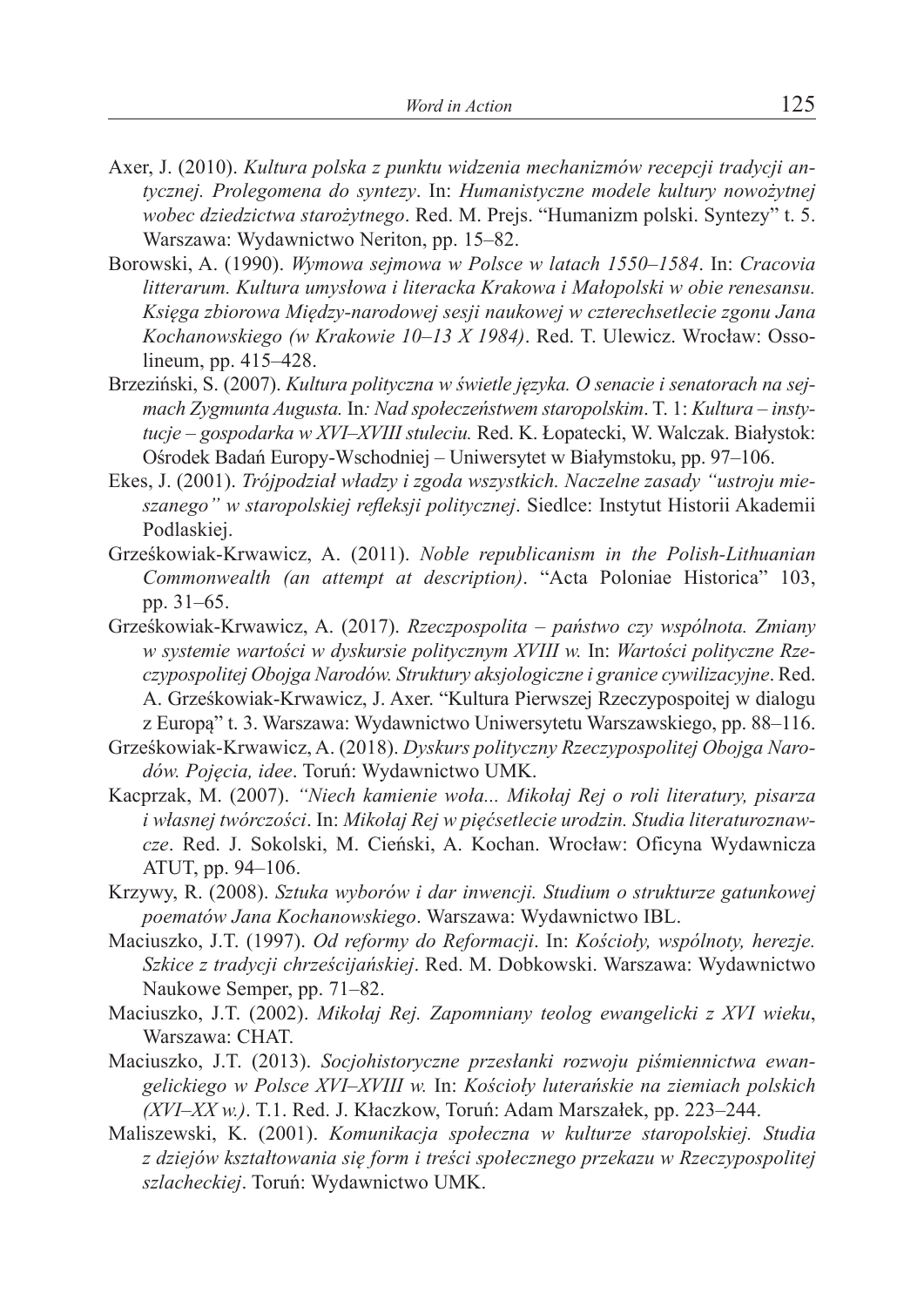Axer, J. (2010). *Kultura polska z punktu widzenia mechanizmów recepcji tradycji antycznej. Prolegomena do syntezy*. In: *Humanistyczne modele kultury nowożytnej wobec dziedzictwa starożytnego*. Red. M. Prejs. "Humanizm polski. Syntezy" t. 5. Warszawa: Wydawnictwo Neriton, pp. 15–82.

Borowski, A. (1990). *Wymowa sejmowa w Polsce w latach 1550–1584*. In: *Cracovia litterarum. Kultura umysłowa i literacka Krakowa i Małopolski w obie renesansu. Księga zbiorowa Między-narodowej sesji naukowej w czterechsetlecie zgonu Jana Kochanowskiego (w Krakowie 10–13 X 1984)*. Red. T. Ulewicz. Wrocław: Ossolineum, pp. 415–428.

Brzeziński, S. (2007). *Kultura polityczna w świetle języka. O senacie i senatorach na sejmach Zygmunta Augusta.* In*: Nad społeczeństwem staropolskim*. T. 1: *Kultura – instytucje – gospodarka w XVI–XVIII stuleciu.* Red. K. Łopatecki, W. Walczak. Białystok: Ośrodek Badań Europy-Wschodniej – Uniwersytet w Białymstoku, pp. 97–106.

Ekes, J. (2001). *Trójpodział władzy i zgoda wszystkich. Naczelne zasady "ustroju mieszanego" w staropolskiej refleksji politycznej*. Siedlce: Instytut Historii Akademii Podlaskiej.

Grześkowiak-Krwawicz, A. (2011). *Noble republicanism in the Polish-Lithuanian Commonwealth (an attempt at description)*. "Acta Poloniae Historica" 103, pp. 31–65.

Grześkowiak-Krwawicz, A. (2017). *Rzeczpospolita – państwo czy wspólnota. Zmiany w systemie wartości w dyskursie politycznym XVIII w.* In: *Wartości polityczne Rzeczypospolitej Obojga Narodów. Struktury aksjologiczne i granice cywilizacyjne*. Red. A. Grześkowiak-Krwawicz, J. Axer. "Kultura Pierwszej Rzeczypospoitej w dialogu z Europą" t. 3. Warszawa: Wydawnictwo Uniwersytetu Warszawskiego, pp. 88–116.

Grześkowiak-Krwawicz, A. (2018). *Dyskurs polityczny Rzeczypospolitej Obojga Narodów. Pojęcia, idee*. Toruń: Wydawnictwo UMK.

Kacprzak, M. (2007). *"Niech kamienie woła... Mikołaj Rej o roli literatury, pisarza i własnej twórczości*. In: *Mikołaj Rej w pięćsetlecie urodzin. Studia literaturoznawcze*. Red. J. Sokolski, M. Cieński, A. Kochan. Wrocław: Oficyna Wydawnicza ATUT, pp. 94–106.

Krzywy, R. (2008). *Sztuka wyborów i dar inwencji. Studium o strukturze gatunkowej poematów Jana Kochanowskiego*. Warszawa: Wydawnictwo IBL.

Maciuszko, J.T. (1997). *Od reformy do Reformacji*. In: *Kościoły, wspólnoty, herezje. Szkice z tradycji chrześcijańskiej*. Red. M. Dobkowski. Warszawa: Wydawnictwo Naukowe Semper, pp. 71–82.

Maciuszko, J.T. (2002). *Mikołaj Rej. Zapomniany teolog ewangelicki z XVI wieku*, Warszawa: CHAT.

Maciuszko, J.T. (2013). *Socjohistoryczne przesłanki rozwoju piśmiennictwa ewangelickiego w Polsce XVI–XVIII w.* In: *Kościoły luterańskie na ziemiach polskich (XVI–XX w.)*. T.1. Red. J. Kłaczkow, Toruń: Adam Marszałek, pp. 223–244.

Maliszewski, K. (2001). *Komunikacja społeczna w kulturze staropolskiej. Studia z dziejów kształtowania się form i treści społecznego przekazu w Rzeczypospolitej szlacheckiej*. Toruń: Wydawnictwo UMK.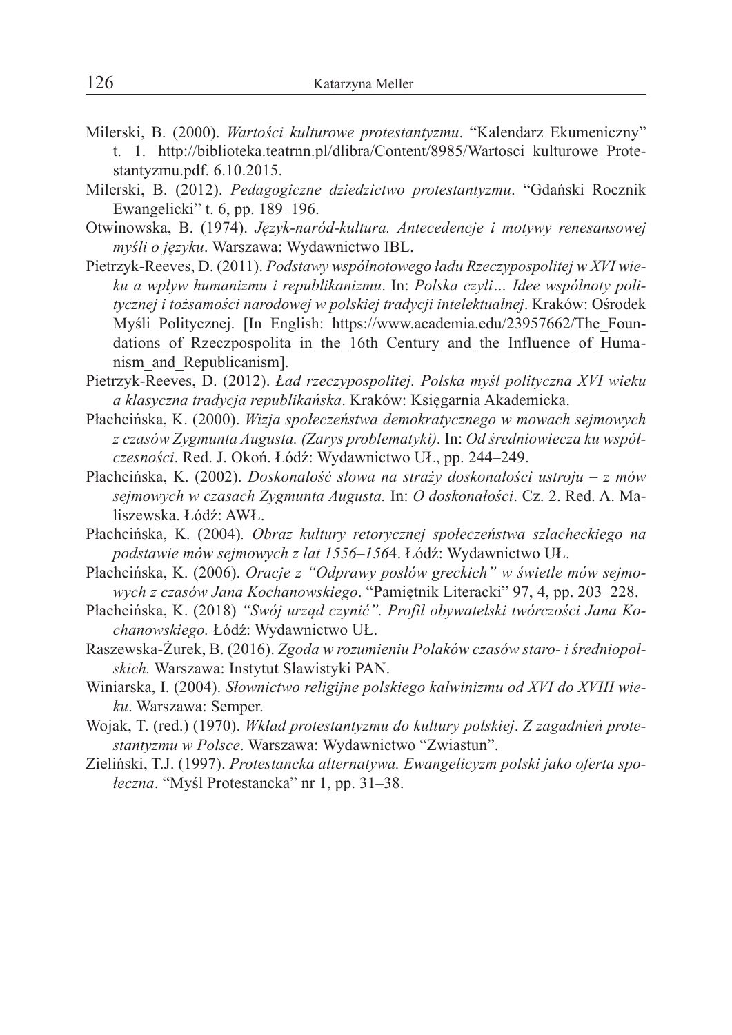Milerski, B. (2000). *Wartości kulturowe protestantyzmu*. "Kalendarz Ekumeniczny" t. 1. http://biblioteka.teatrnn.pl/dlibra/Content/8985/Wartosci_kulturowe_Protestantyzmu.pdf. 6.10.2015.

Milerski, B. (2012). *Pedagogiczne dziedzictwo protestantyzmu*. "Gdański Rocznik Ewangelicki" t. 6, pp. 189–196.

Otwinowska, B. (1974). *Język-naród-kultura. Antecedencje i motywy renesansowej myśli o języku*. Warszawa: Wydawnictwo IBL.

Pietrzyk-Reeves, D. (2011). *Podstawy wspólnotowego ładu Rzeczypospolitej w XVI wieku a wpływ humanizmu i republikanizmu*. In: *Polska czyli… Idee wspólnoty politycznej i tożsamości narodowej w polskiej tradycji intelektualnej*. Kraków: Ośrodek Myśli Politycznej. [In English: https://www.academia.edu/23957662/The_Foundations_of_Rzeczpospolita_in_the_16th_Century_and_the_Influence_of_Humanism_and_Republicanism].

Pietrzyk-Reeves, D. (2012). *Ład rzeczypospolitej. Polska myśl polityczna XVI wieku a klasyczna tradycja republikańska*. Kraków: Księgarnia Akademicka.

Płachcińska, K. (2000). *Wizja społeczeństwa demokratycznego w mowach sejmowych z czasów Zygmunta Augusta. (Zarys problematyki).* In: *Od średniowiecza ku współczesności*. Red. J. Okoń. Łódź: Wydawnictwo UŁ, pp. 244–249.

Płachcińska, K. (2002). *Doskonałość słowa na straży doskonałości ustroju – z mów sejmowych w czasach Zygmunta Augusta.* In: *O doskonałości*. Cz. 2. Red. A. Maliszewska. Łódź: AWŁ.

Płachcińska, K. (2004). *Obraz kultury retorycznej społeczeństwa szlacheckiego na podstawie mów sejmowych z lat 1556–1564*. Łódź: Wydawnictwo UŁ.

Płachcińska, K. (2006). *Oracje z "Odprawy posłów greckich" w świetle mów sejmowych z czasów Jana Kochanowskiego*. "Pamiętnik Literacki" 97, 4, pp. 203–228.

Płachcińska, K. (2018) *"Swój urząd czynić". Profil obywatelski twórczości Jana Kochanowskiego.* Łódź: Wydawnictwo UŁ.

Raszewska-Żurek, B. (2016). *Zgoda w rozumieniu Polaków czasów staro- i średniopolskich.* Warszawa: Instytut Slawistyki PAN.

Winiarska, I. (2004). *Słownictwo religijne polskiego kalwinizmu od XVI do XVIII wieku*. Warszawa: Semper.

Wojak, T. (red.) (1970). *Wkład protestantyzmu do kultury polskiej*. *Z zagadnień protestantyzmu w Polsce*. Warszawa: Wydawnictwo "Zwiastun".

Zieliński, T.J. (1997). *Protestancka alternatywa. Ewangelicyzm polski jako oferta społeczna*. "Myśl Protestancka" nr 1, pp. 31–38.